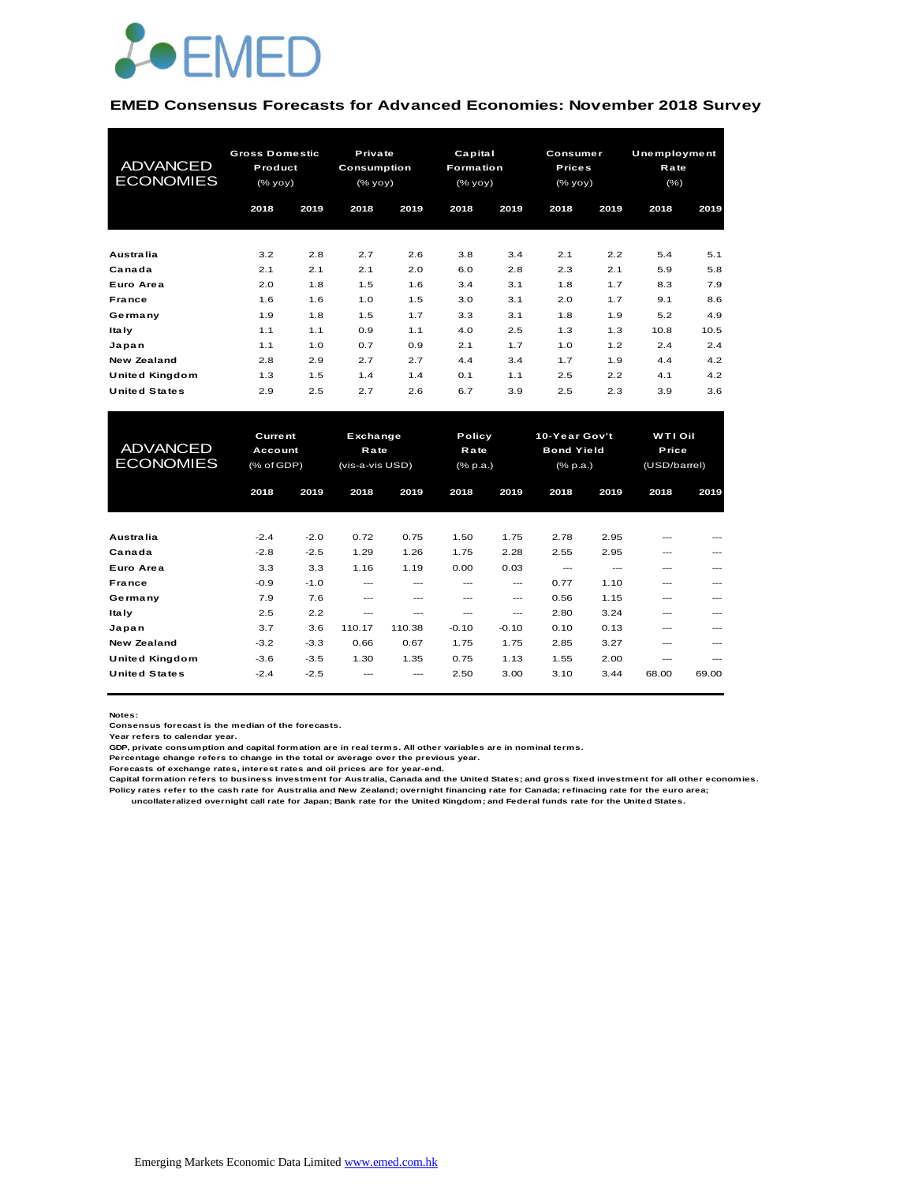EMED

**EMED Consensus Forecasts for Advanced Economies: November 2018 Survey**

| ADVANCED ECONOMIES | Gross Domestic Product (% yoy) | | Private Consumption (% yoy) | | Capital Formation (% yoy) | | Consumer Prices (% yoy) | | Unemployment Rate (%) | |
|---|---|---|---|---|---|---|---|---|---|---|
| | 2018 | 2019 | 2018 | 2019 | 2018 | 2019 | 2018 | 2019 | 2018 | 2019 |
| Australia | 3.2 | 2.8 | 2.7 | 2.6 | 3.8 | 3.4 | 2.1 | 2.2 | 5.4 | 5.1 |
| Canada | 2.1 | 2.1 | 2.1 | 2.0 | 6.0 | 2.8 | 2.3 | 2.1 | 5.9 | 5.8 |
| Euro Area | 2.0 | 1.8 | 1.5 | 1.6 | 3.4 | 3.1 | 1.8 | 1.7 | 8.3 | 7.9 |
| France | 1.6 | 1.6 | 1.0 | 1.5 | 3.0 | 3.1 | 2.0 | 1.7 | 9.1 | 8.6 |
| Germany | 1.9 | 1.8 | 1.5 | 1.7 | 3.3 | 3.1 | 1.8 | 1.9 | 5.2 | 4.9 |
| Italy | 1.1 | 1.1 | 0.9 | 1.1 | 4.0 | 2.5 | 1.3 | 1.3 | 10.8 | 10.5 |
| Japan | 1.1 | 1.0 | 0.7 | 0.9 | 2.1 | 1.7 | 1.0 | 1.2 | 2.4 | 2.4 |
| New Zealand | 2.8 | 2.9 | 2.7 | 2.7 | 4.4 | 3.4 | 1.7 | 1.9 | 4.4 | 4.2 |
| United Kingdom | 1.3 | 1.5 | 1.4 | 1.4 | 0.1 | 1.1 | 2.5 | 2.2 | 4.1 | 4.2 |
| United States | 2.9 | 2.5 | 2.7 | 2.6 | 6.7 | 3.9 | 2.5 | 2.3 | 3.9 | 3.6 |

| ADVANCED ECONOMIES | Current Account (% of GDP) | | Exchange Rate (vis-a-vis USD) | | Policy Rate (% p.a.) | | 10-Year Gov't Bond Yield (% p.a.) | | WTI Oil Price (USD/barrel) | |
|---|---|---|---|---|---|---|---|---|---|---|
| | 2018 | 2019 | 2018 | 2019 | 2018 | 2019 | 2018 | 2019 | 2018 | 2019 |
| Australia | -2.4 | -2.0 | 0.72 | 0.75 | 1.50 | 1.75 | 2.78 | 2.95 | --- | --- |
| Canada | -2.8 | -2.5 | 1.29 | 1.26 | 1.75 | 2.28 | 2.55 | 2.95 | --- | --- |
| Euro Area | 3.3 | 3.3 | 1.16 | 1.19 | 0.00 | 0.03 | --- | --- | --- | --- |
| France | -0.9 | -1.0 | --- | --- | --- | --- | 0.77 | 1.10 | --- | --- |
| Germany | 7.9 | 7.6 | --- | --- | --- | --- | 0.56 | 1.15 | --- | --- |
| Italy | 2.5 | 2.2 | --- | --- | --- | --- | 2.80 | 3.24 | --- | --- |
| Japan | 3.7 | 3.6 | 110.17 | 110.38 | -0.10 | -0.10 | 0.10 | 0.13 | --- | --- |
| New Zealand | -3.2 | -3.3 | 0.66 | 0.67 | 1.75 | 1.75 | 2.85 | 3.27 | --- | --- |
| United Kingdom | -3.6 | -3.5 | 1.30 | 1.35 | 0.75 | 1.13 | 1.55 | 2.00 | --- | --- |
| United States | -2.4 | -2.5 | --- | --- | 2.50 | 3.00 | 3.10 | 3.44 | 68.00 | 69.00 |

**Notes:**
Consensus forecast is the median of the forecasts.
Year refers to calendar year.
GDP, private consumption and capital formation are in real terms. All other variables are in nominal terms.
Percentage change refers to change in the total or average over the previous year.
Forecasts of exchange rates, interest rates and oil prices are for year-end.
Capital formation refers to business investment for Australia, Canada and the United States; and gross fixed investment for all other economies.
Policy rates refer to the cash rate for Australia and New Zealand; overnight financing rate for Canada; refinacing rate for the euro area; uncollateralized overnight call rate for Japan; Bank rate for the United Kingdom; and Federal funds rate for the United States.

Emerging Markets Economic Data Limited www.emed.com.hk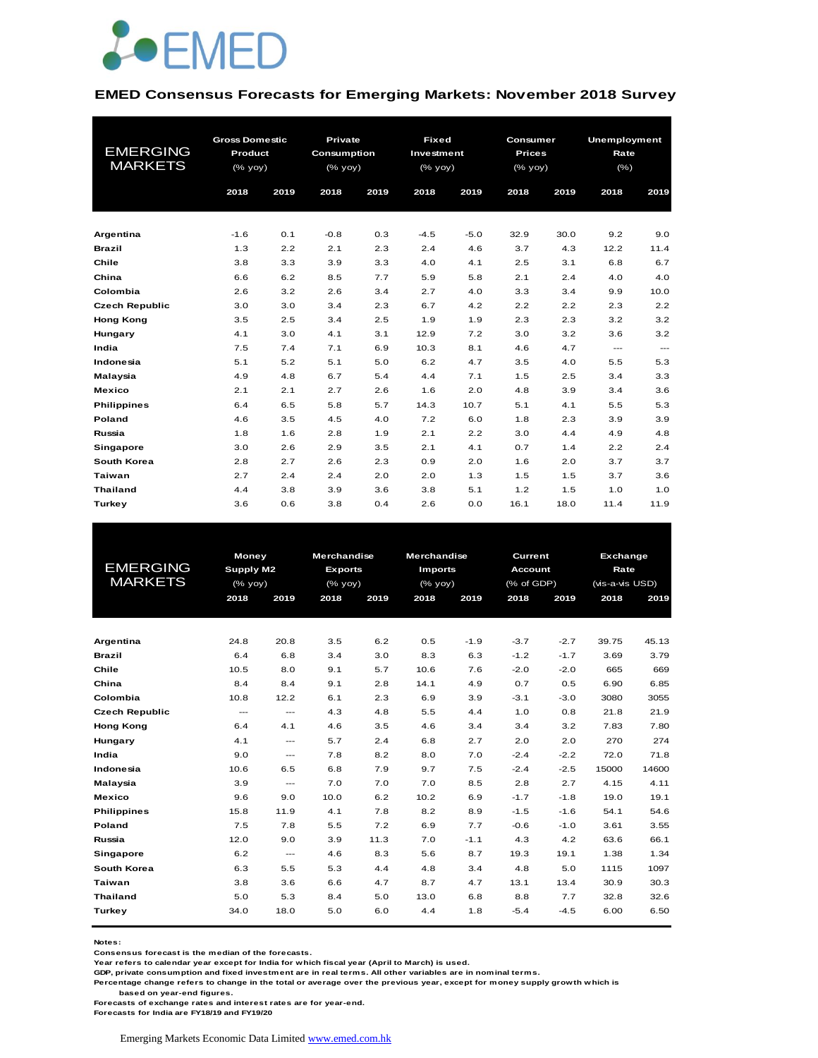EMED

## EMED Consensus Forecasts for Emerging Markets: November 2018 Survey

| EMERGING MARKETS | Gross Domestic Product (% yoy) | | Private Consumption (% yoy) | | Fixed Investment (% yoy) | | Consumer Prices (% yoy) | | Unemployment Rate (%) | |
|---|---|---|---|---|---|---|---|---|---|---|
| | 2018 | 2019 | 2018 | 2019 | 2018 | 2019 | 2018 | 2019 | 2018 | 2019 |
| **Argentina** | -1.6 | 0.1 | -0.8 | 0.3 | -4.5 | -5.0 | 32.9 | 30.0 | 9.2 | 9.0 |
| **Brazil** | 1.3 | 2.2 | 2.1 | 2.3 | 2.4 | 4.6 | 3.7 | 4.3 | 12.2 | 11.4 |
| **Chile** | 3.8 | 3.3 | 3.9 | 3.3 | 4.0 | 4.1 | 2.5 | 3.1 | 6.8 | 6.7 |
| **China** | 6.6 | 6.2 | 8.5 | 7.7 | 5.9 | 5.8 | 2.1 | 2.4 | 4.0 | 4.0 |
| **Colombia** | 2.6 | 3.2 | 2.6 | 3.4 | 2.7 | 4.0 | 3.3 | 3.4 | 9.9 | 10.0 |
| **Czech Republic** | 3.0 | 3.0 | 3.4 | 2.3 | 6.7 | 4.2 | 2.2 | 2.2 | 2.3 | 2.2 |
| **Hong Kong** | 3.5 | 2.5 | 3.4 | 2.5 | 1.9 | 1.9 | 2.3 | 2.3 | 3.2 | 3.2 |
| **Hungary** | 4.1 | 3.0 | 4.1 | 3.1 | 12.9 | 7.2 | 3.0 | 3.2 | 3.6 | 3.2 |
| **India** | 7.5 | 7.4 | 7.1 | 6.9 | 10.3 | 8.1 | 4.6 | 4.7 | --- | --- |
| **Indonesia** | 5.1 | 5.2 | 5.1 | 5.0 | 6.2 | 4.7 | 3.5 | 4.0 | 5.5 | 5.3 |
| **Malaysia** | 4.9 | 4.8 | 6.7 | 5.4 | 4.4 | 7.1 | 1.5 | 2.5 | 3.4 | 3.3 |
| **Mexico** | 2.1 | 2.1 | 2.7 | 2.6 | 1.6 | 2.0 | 4.8 | 3.9 | 3.4 | 3.6 |
| **Philippines** | 6.4 | 6.5 | 5.8 | 5.7 | 14.3 | 10.7 | 5.1 | 4.1 | 5.5 | 5.3 |
| **Poland** | 4.6 | 3.5 | 4.5 | 4.0 | 7.2 | 6.0 | 1.8 | 2.3 | 3.9 | 3.9 |
| **Russia** | 1.8 | 1.6 | 2.8 | 1.9 | 2.1 | 2.2 | 3.0 | 4.4 | 4.9 | 4.8 |
| **Singapore** | 3.0 | 2.6 | 2.9 | 3.5 | 2.1 | 4.1 | 0.7 | 1.4 | 2.2 | 2.4 |
| **South Korea** | 2.8 | 2.7 | 2.6 | 2.3 | 0.9 | 2.0 | 1.6 | 2.0 | 3.7 | 3.7 |
| **Taiwan** | 2.7 | 2.4 | 2.4 | 2.0 | 2.0 | 1.3 | 1.5 | 1.5 | 3.7 | 3.6 |
| **Thailand** | 4.4 | 3.8 | 3.9 | 3.6 | 3.8 | 5.1 | 1.2 | 1.5 | 1.0 | 1.0 |
| **Turkey** | 3.6 | 0.6 | 3.8 | 0.4 | 2.6 | 0.0 | 16.1 | 18.0 | 11.4 | 11.9 |

| EMERGING MARKETS | Money Supply M2 (% yoy) | | Merchandise Exports (% yoy) | | Merchandise Imports (% yoy) | | Current Account (% of GDP) | | Exchange Rate (vis-a-vis USD) | |
|---|---|---|---|---|---|---|---|---|---|---|
| | 2018 | 2019 | 2018 | 2019 | 2018 | 2019 | 2018 | 2019 | 2018 | 2019 |
| **Argentina** | 24.8 | 20.8 | 3.5 | 6.2 | 0.5 | -1.9 | -3.7 | -2.7 | 39.75 | 45.13 |
| **Brazil** | 6.4 | 6.8 | 3.4 | 3.0 | 8.3 | 6.3 | -1.2 | -1.7 | 3.69 | 3.79 |
| **Chile** | 10.5 | 8.0 | 9.1 | 5.7 | 10.6 | 7.6 | -2.0 | -2.0 | 665 | 669 |
| **China** | 8.4 | 8.4 | 9.1 | 2.8 | 14.1 | 4.9 | 0.7 | 0.5 | 6.90 | 6.85 |
| **Colombia** | 10.8 | 12.2 | 6.1 | 2.3 | 6.9 | 3.9 | -3.1 | -3.0 | 3080 | 3055 |
| **Czech Republic** | --- | --- | 4.3 | 4.8 | 5.5 | 4.4 | 1.0 | 0.8 | 21.8 | 21.9 |
| **Hong Kong** | 6.4 | 4.1 | 4.6 | 3.5 | 4.6 | 3.4 | 3.4 | 3.2 | 7.83 | 7.80 |
| **Hungary** | 4.1 | --- | 5.7 | 2.4 | 6.8 | 2.7 | 2.0 | 2.0 | 270 | 274 |
| **India** | 9.0 | --- | 7.8 | 8.2 | 8.0 | 7.0 | -2.4 | -2.2 | 72.0 | 71.8 |
| **Indonesia** | 10.6 | 6.5 | 6.8 | 7.9 | 9.7 | 7.5 | -2.4 | -2.5 | 15000 | 14600 |
| **Malaysia** | 3.9 | --- | 7.0 | 7.0 | 7.0 | 8.5 | 2.8 | 2.7 | 4.15 | 4.11 |
| **Mexico** | 9.6 | 9.0 | 10.0 | 6.2 | 10.2 | 6.9 | -1.7 | -1.8 | 19.0 | 19.1 |
| **Philippines** | 15.8 | 11.9 | 4.1 | 7.8 | 8.2 | 8.9 | -1.5 | -1.6 | 54.1 | 54.6 |
| **Poland** | 7.5 | 7.8 | 5.5 | 7.2 | 6.9 | 7.7 | -0.6 | -1.0 | 3.61 | 3.55 |
| **Russia** | 12.0 | 9.0 | 3.9 | 11.3 | 7.0 | -1.1 | 4.3 | 4.2 | 63.6 | 66.1 |
| **Singapore** | 6.2 | --- | 4.6 | 8.3 | 5.6 | 8.7 | 19.3 | 19.1 | 1.38 | 1.34 |
| **South Korea** | 6.3 | 5.5 | 5.3 | 4.4 | 4.8 | 3.4 | 4.8 | 5.0 | 1115 | 1097 |
| **Taiwan** | 3.8 | 3.6 | 6.6 | 4.7 | 8.7 | 4.7 | 13.1 | 13.4 | 30.9 | 30.3 |
| **Thailand** | 5.0 | 5.3 | 8.4 | 5.0 | 13.0 | 6.8 | 8.8 | 7.7 | 32.8 | 32.6 |
| **Turkey** | 34.0 | 18.0 | 5.0 | 6.0 | 4.4 | 1.8 | -5.4 | -4.5 | 6.00 | 6.50 |

**Notes:**
Consensus forecast is the median of the forecasts.
Year refers to calendar year except for India for which fiscal year (April to March) is used.
GDP, private consumption and fixed investment are in real terms. All other variables are in nominal terms.
Percentage change refers to change in the total or average over the previous year, except for money supply growth which is based on year-end figures.
Forecasts of exchange rates and interest rates are for year-end.
Forecasts for India are FY18/19 and FY19/20

Emerging Markets Economic Data Limited [www.emed.com.hk](http://www.emed.com.hk)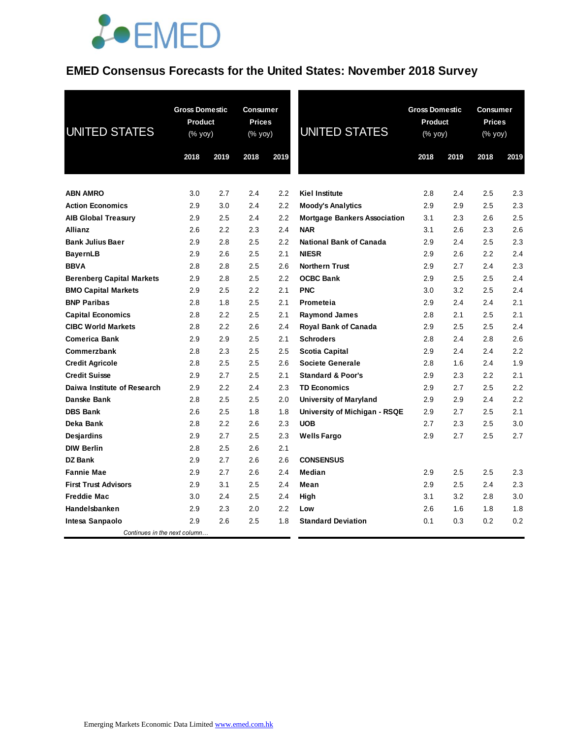# EMED Consensus Forecasts for the United States: November 2018 Survey

| UNITED STATES | Gross Domestic Product (% yoy) | | Consumer Prices (% yoy) | |
|---|---|---|---|---|
| | 2018 | 2019 | 2018 | 2019 |
| **ABN AMRO** | 3.0 | 2.7 | 2.4 | 2.2 |
| **Action Economics** | 2.9 | 3.0 | 2.4 | 2.2 |
| **AIB Global Treasury** | 2.9 | 2.5 | 2.4 | 2.2 |
| **Allianz** | 2.6 | 2.2 | 2.3 | 2.4 |
| **Bank Julius Baer** | 2.9 | 2.8 | 2.5 | 2.2 |
| **BayernLB** | 2.9 | 2.6 | 2.5 | 2.1 |
| **BBVA** | 2.8 | 2.8 | 2.5 | 2.6 |
| **Berenberg Capital Markets** | 2.9 | 2.8 | 2.5 | 2.2 |
| **BMO Capital Markets** | 2.9 | 2.5 | 2.2 | 2.1 |
| **BNP Paribas** | 2.8 | 1.8 | 2.5 | 2.1 |
| **Capital Economics** | 2.8 | 2.2 | 2.5 | 2.1 |
| **CIBC World Markets** | 2.8 | 2.2 | 2.6 | 2.4 |
| **Comerica Bank** | 2.9 | 2.9 | 2.5 | 2.1 |
| **Commerzbank** | 2.8 | 2.3 | 2.5 | 2.5 |
| **Credit Agricole** | 2.8 | 2.5 | 2.5 | 2.6 |
| **Credit Suisse** | 2.9 | 2.7 | 2.5 | 2.1 |
| **Daiwa Institute of Research** | 2.9 | 2.2 | 2.4 | 2.3 |
| **Danske Bank** | 2.8 | 2.5 | 2.5 | 2.0 |
| **DBS Bank** | 2.6 | 2.5 | 1.8 | 1.8 |
| **Deka Bank** | 2.8 | 2.2 | 2.6 | 2.3 |
| **Desjardins** | 2.9 | 2.7 | 2.5 | 2.3 |
| **DIW Berlin** | 2.8 | 2.5 | 2.6 | 2.1 |
| **DZ Bank** | 2.9 | 2.7 | 2.6 | 2.6 |
| **Fannie Mae** | 2.9 | 2.7 | 2.6 | 2.4 |
| **First Trust Advisors** | 2.9 | 3.1 | 2.5 | 2.4 |
| **Freddie Mac** | 3.0 | 2.4 | 2.5 | 2.4 |
| **Handelsbanken** | 2.9 | 2.3 | 2.0 | 2.2 |
| **Intesa Sanpaolo** | 2.9 | 2.6 | 2.5 | 1.8 |
| **Kiel Institute** | 2.8 | 2.4 | 2.5 | 2.3 |
| **Moody's Analytics** | 2.9 | 2.9 | 2.5 | 2.3 |
| **Mortgage Bankers Association** | 3.1 | 2.3 | 2.6 | 2.5 |
| **NAR** | 3.1 | 2.6 | 2.3 | 2.6 |
| **National Bank of Canada** | 2.9 | 2.4 | 2.5 | 2.3 |
| **NIESR** | 2.9 | 2.6 | 2.2 | 2.4 |
| **Northern Trust** | 2.9 | 2.7 | 2.4 | 2.3 |
| **OCBC Bank** | 2.9 | 2.5 | 2.5 | 2.4 |
| **PNC** | 3.0 | 3.2 | 2.5 | 2.4 |
| **Prometeia** | 2.9 | 2.4 | 2.4 | 2.1 |
| **Raymond James** | 2.8 | 2.1 | 2.5 | 2.1 |
| **Royal Bank of Canada** | 2.9 | 2.5 | 2.5 | 2.4 |
| **Schroders** | 2.8 | 2.4 | 2.8 | 2.6 |
| **Scotia Capital** | 2.9 | 2.4 | 2.4 | 2.2 |
| **Societe Generale** | 2.8 | 1.6 | 2.4 | 1.9 |
| **Standard & Poor's** | 2.9 | 2.3 | 2.2 | 2.1 |
| **TD Economics** | 2.9 | 2.7 | 2.5 | 2.2 |
| **University of Maryland** | 2.9 | 2.9 | 2.4 | 2.2 |
| **University of Michigan - RSQE** | 2.9 | 2.7 | 2.5 | 2.1 |
| **UOB** | 2.7 | 2.3 | 2.5 | 3.0 |
| **Wells Fargo** | 2.9 | 2.7 | 2.5 | 2.7 |
| **CONSENSUS** | | | | |
| **Median** | 2.9 | 2.5 | 2.5 | 2.3 |
| **Mean** | 2.9 | 2.5 | 2.4 | 2.3 |
| **High** | 3.1 | 3.2 | 2.8 | 3.0 |
| **Low** | 2.6 | 1.6 | 1.8 | 1.8 |
| **Standard Deviation** | 0.1 | 0.3 | 0.2 | 0.2 |

*Continues in the next column…*

Emerging Markets Economic Data Limited www.emed.com.hk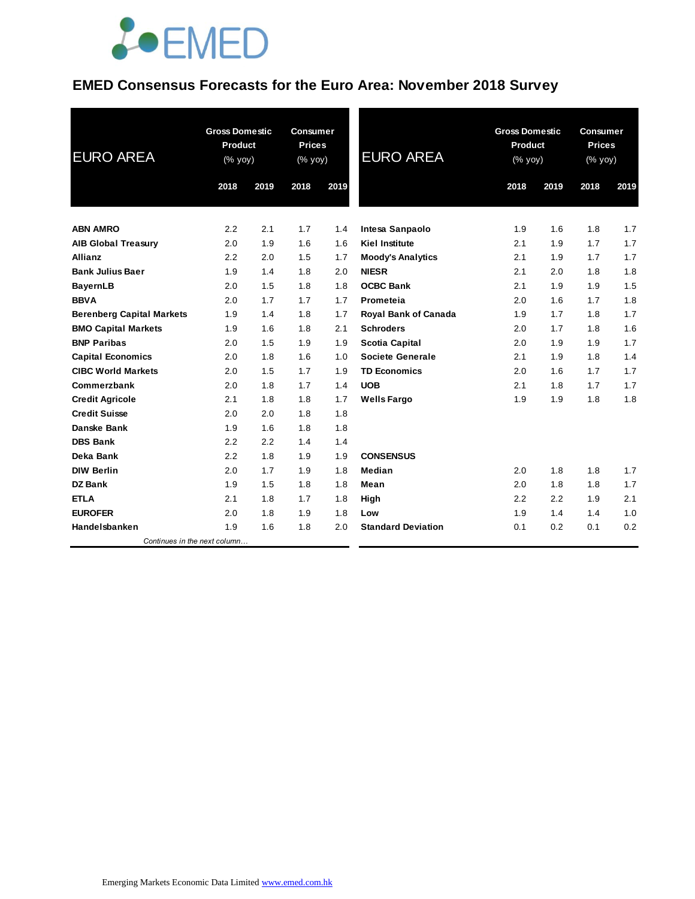# EMED Consensus Forecasts for the Euro Area: November 2018 Survey

| EURO AREA | Gross Domestic Product (% yoy) | | Consumer Prices (% yoy) | |
|---|---|---|---|---|
| | 2018 | 2019 | 2018 | 2019 |
| **ABN AMRO** | 2.2 | 2.1 | 1.7 | 1.4 |
| **AIB Global Treasury** | 2.0 | 1.9 | 1.6 | 1.6 |
| **Allianz** | 2.2 | 2.0 | 1.5 | 1.7 |
| **Bank Julius Baer** | 1.9 | 1.4 | 1.8 | 2.0 |
| **BayernLB** | 2.0 | 1.5 | 1.8 | 1.8 |
| **BBVA** | 2.0 | 1.7 | 1.7 | 1.7 |
| **Berenberg Capital Markets** | 1.9 | 1.4 | 1.8 | 1.7 |
| **BMO Capital Markets** | 1.9 | 1.6 | 1.8 | 2.1 |
| **BNP Paribas** | 2.0 | 1.5 | 1.9 | 1.9 |
| **Capital Economics** | 2.0 | 1.8 | 1.6 | 1.0 |
| **CIBC World Markets** | 2.0 | 1.5 | 1.7 | 1.9 |
| **Commerzbank** | 2.0 | 1.8 | 1.7 | 1.4 |
| **Credit Agricole** | 2.1 | 1.8 | 1.8 | 1.7 |
| **Credit Suisse** | 2.0 | 2.0 | 1.8 | 1.8 |
| **Danske Bank** | 1.9 | 1.6 | 1.8 | 1.8 |
| **DBS Bank** | 2.2 | 2.2 | 1.4 | 1.4 |
| **Deka Bank** | 2.2 | 1.8 | 1.9 | 1.9 |
| **DIW Berlin** | 2.0 | 1.7 | 1.9 | 1.8 |
| **DZ Bank** | 1.9 | 1.5 | 1.8 | 1.8 |
| **ETLA** | 2.1 | 1.8 | 1.7 | 1.8 |
| **EUROFER** | 2.0 | 1.8 | 1.9 | 1.8 |
| **Handelsbanken** | 1.9 | 1.6 | 1.8 | 2.0 |
| **Intesa Sanpaolo** | 1.9 | 1.6 | 1.8 | 1.7 |
| **Kiel Institute** | 2.1 | 1.9 | 1.7 | 1.7 |
| **Moody's Analytics** | 2.1 | 1.9 | 1.7 | 1.7 |
| **NIESR** | 2.1 | 2.0 | 1.8 | 1.8 |
| **OCBC Bank** | 2.1 | 1.9 | 1.9 | 1.5 |
| **Prometeia** | 2.0 | 1.6 | 1.7 | 1.8 |
| **Royal Bank of Canada** | 1.9 | 1.7 | 1.8 | 1.7 |
| **Schroders** | 2.0 | 1.7 | 1.8 | 1.6 |
| **Scotia Capital** | 2.0 | 1.9 | 1.9 | 1.7 |
| **Societe Generale** | 2.1 | 1.9 | 1.8 | 1.4 |
| **TD Economics** | 2.0 | 1.6 | 1.7 | 1.7 |
| **UOB** | 2.1 | 1.8 | 1.7 | 1.7 |
| **Wells Fargo** | 1.9 | 1.9 | 1.8 | 1.8 |
| **CONSENSUS** | | | | |
| **Median** | 2.0 | 1.8 | 1.8 | 1.7 |
| **Mean** | 2.0 | 1.8 | 1.8 | 1.7 |
| **High** | 2.2 | 2.2 | 1.9 | 2.1 |
| **Low** | 1.9 | 1.4 | 1.4 | 1.0 |
| **Standard Deviation** | 0.1 | 0.2 | 0.1 | 0.2 |

*Continues in the next column…*

Emerging Markets Economic Data Limited www.emed.com.hk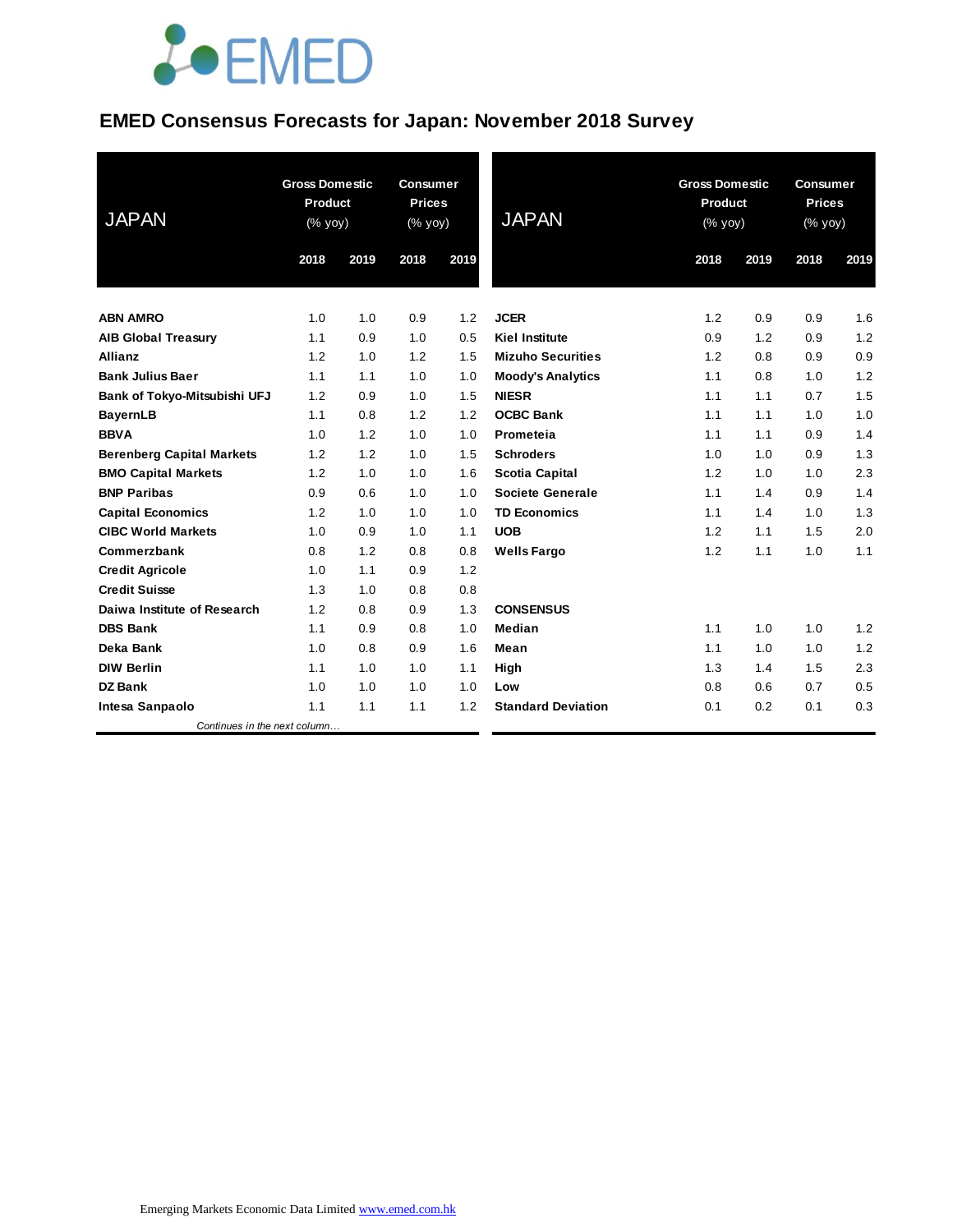# EMED Consensus Forecasts for Japan: November 2018 Survey

| JAPAN | Gross Domestic Product (% yoy) | | Consumer Prices (% yoy) | |
|---|---|---|---|---|
| | 2018 | 2019 | 2018 | 2019 |
| **ABN AMRO** | 1.0 | 1.0 | 0.9 | 1.2 |
| **AIB Global Treasury** | 1.1 | 0.9 | 1.0 | 0.5 |
| **Allianz** | 1.2 | 1.0 | 1.2 | 1.5 |
| **Bank Julius Baer** | 1.1 | 1.1 | 1.0 | 1.0 |
| **Bank of Tokyo-Mitsubishi UFJ** | 1.2 | 0.9 | 1.0 | 1.5 |
| **BayernLB** | 1.1 | 0.8 | 1.2 | 1.2 |
| **BBVA** | 1.0 | 1.2 | 1.0 | 1.0 |
| **Berenberg Capital Markets** | 1.2 | 1.2 | 1.0 | 1.5 |
| **BMO Capital Markets** | 1.2 | 1.0 | 1.0 | 1.6 |
| **BNP Paribas** | 0.9 | 0.6 | 1.0 | 1.0 |
| **Capital Economics** | 1.2 | 1.0 | 1.0 | 1.0 |
| **CIBC World Markets** | 1.0 | 0.9 | 1.0 | 1.1 |
| **Commerzbank** | 0.8 | 1.2 | 0.8 | 0.8 |
| **Credit Agricole** | 1.0 | 1.1 | 0.9 | 1.2 |
| **Credit Suisse** | 1.3 | 1.0 | 0.8 | 0.8 |
| **Daiwa Institute of Research** | 1.2 | 0.8 | 0.9 | 1.3 |
| **DBS Bank** | 1.1 | 0.9 | 0.8 | 1.0 |
| **Deka Bank** | 1.0 | 0.8 | 0.9 | 1.6 |
| **DIW Berlin** | 1.1 | 1.0 | 1.0 | 1.1 |
| **DZ Bank** | 1.0 | 1.0 | 1.0 | 1.0 |
| **Intesa Sanpaolo** | 1.1 | 1.1 | 1.1 | 1.2 |
| **JCER** | 1.2 | 0.9 | 0.9 | 1.6 |
| **Kiel Institute** | 0.9 | 1.2 | 0.9 | 1.2 |
| **Mizuho Securities** | 1.2 | 0.8 | 0.9 | 0.9 |
| **Moody's Analytics** | 1.1 | 0.8 | 1.0 | 1.2 |
| **NIESR** | 1.1 | 1.1 | 0.7 | 1.5 |
| **OCBC Bank** | 1.1 | 1.1 | 1.0 | 1.0 |
| **Prometeia** | 1.1 | 1.1 | 0.9 | 1.4 |
| **Schroders** | 1.0 | 1.0 | 0.9 | 1.3 |
| **Scotia Capital** | 1.2 | 1.0 | 1.0 | 2.3 |
| **Societe Generale** | 1.1 | 1.4 | 0.9 | 1.4 |
| **TD Economics** | 1.1 | 1.4 | 1.0 | 1.3 |
| **UOB** | 1.2 | 1.1 | 1.5 | 2.0 |
| **Wells Fargo** | 1.2 | 1.1 | 1.0 | 1.1 |
| **CONSENSUS** | | | | |
| **Median** | 1.1 | 1.0 | 1.0 | 1.2 |
| **Mean** | 1.1 | 1.0 | 1.0 | 1.2 |
| **High** | 1.3 | 1.4 | 1.5 | 2.3 |
| **Low** | 0.8 | 0.6 | 0.7 | 0.5 |
| **Standard Deviation** | 0.1 | 0.2 | 0.1 | 0.3 |

Emerging Markets Economic Data Limited www.emed.com.hk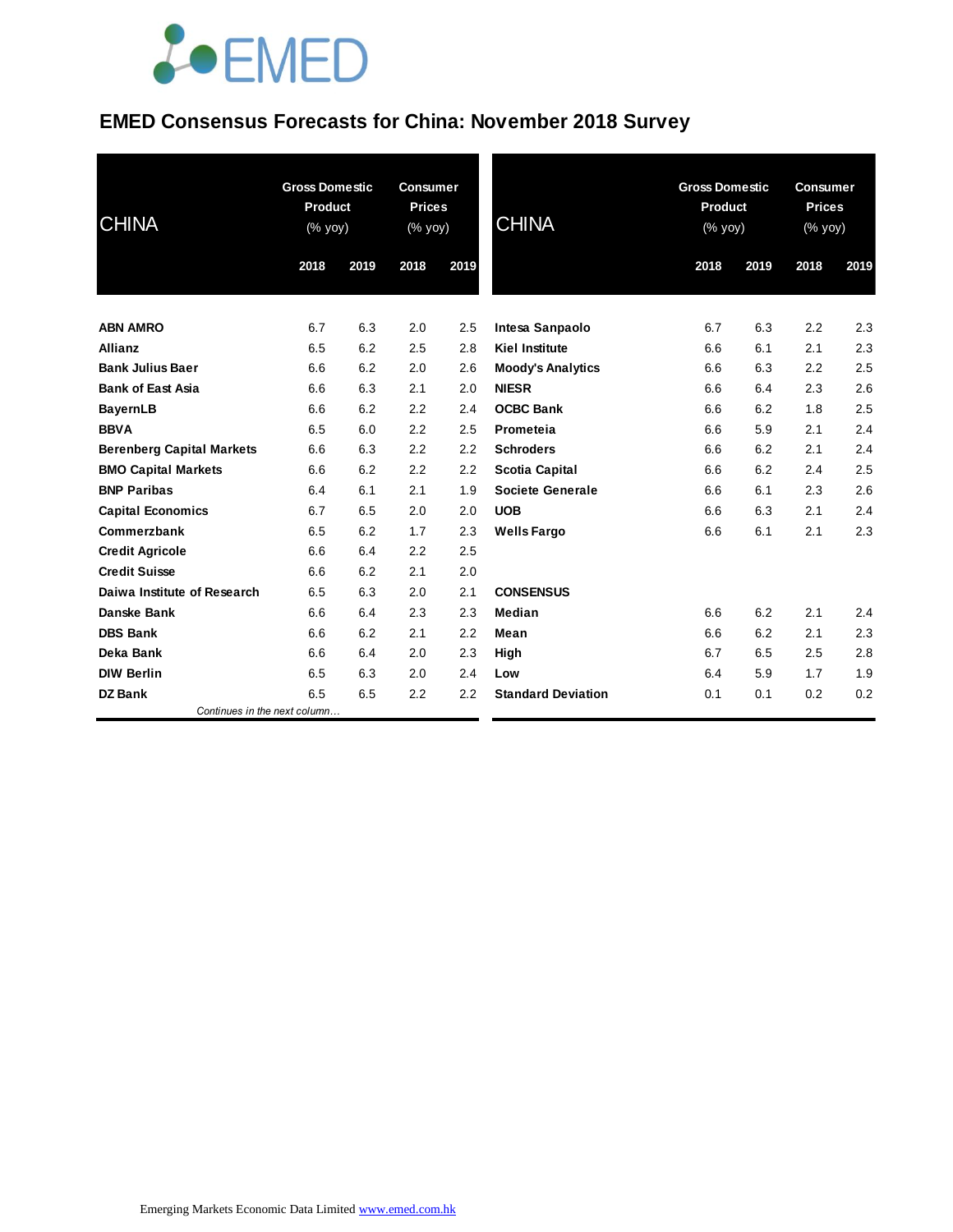# EMED Consensus Forecasts for China: November 2018 Survey

| CHINA | Gross Domestic Product (% yoy) | | Consumer Prices (% yoy) | |
|---|---|---|---|---|
| | 2018 | 2019 | 2018 | 2019 |
| **ABN AMRO** | 6.7 | 6.3 | 2.0 | 2.5 |
| **Allianz** | 6.5 | 6.2 | 2.5 | 2.8 |
| **Bank Julius Baer** | 6.6 | 6.2 | 2.0 | 2.6 |
| **Bank of East Asia** | 6.6 | 6.3 | 2.1 | 2.0 |
| **BayernLB** | 6.6 | 6.2 | 2.2 | 2.4 |
| **BBVA** | 6.5 | 6.0 | 2.2 | 2.5 |
| **Berenberg Capital Markets** | 6.6 | 6.3 | 2.2 | 2.2 |
| **BMO Capital Markets** | 6.6 | 6.2 | 2.2 | 2.2 |
| **BNP Paribas** | 6.4 | 6.1 | 2.1 | 1.9 |
| **Capital Economics** | 6.7 | 6.5 | 2.0 | 2.0 |
| **Commerzbank** | 6.5 | 6.2 | 1.7 | 2.3 |
| **Credit Agricole** | 6.6 | 6.4 | 2.2 | 2.5 |
| **Credit Suisse** | 6.6 | 6.2 | 2.1 | 2.0 |
| **Daiwa Institute of Research** | 6.5 | 6.3 | 2.0 | 2.1 |
| **Danske Bank** | 6.6 | 6.4 | 2.3 | 2.3 |
| **DBS Bank** | 6.6 | 6.2 | 2.1 | 2.2 |
| **Deka Bank** | 6.6 | 6.4 | 2.0 | 2.3 |
| **DIW Berlin** | 6.5 | 6.3 | 2.0 | 2.4 |
| **DZ Bank** | 6.5 | 6.5 | 2.2 | 2.2 |
| **Intesa Sanpaolo** | 6.7 | 6.3 | 2.2 | 2.3 |
| **Kiel Institute** | 6.6 | 6.1 | 2.1 | 2.3 |
| **Moody's Analytics** | 6.6 | 6.3 | 2.2 | 2.5 |
| **NIESR** | 6.6 | 6.4 | 2.3 | 2.6 |
| **OCBC Bank** | 6.6 | 6.2 | 1.8 | 2.5 |
| **Prometeia** | 6.6 | 5.9 | 2.1 | 2.4 |
| **Schroders** | 6.6 | 6.2 | 2.1 | 2.4 |
| **Scotia Capital** | 6.6 | 6.2 | 2.4 | 2.5 |
| **Societe Generale** | 6.6 | 6.1 | 2.3 | 2.6 |
| **UOB** | 6.6 | 6.3 | 2.1 | 2.4 |
| **Wells Fargo** | 6.6 | 6.1 | 2.1 | 2.3 |
| **CONSENSUS** | | | | |
| **Median** | 6.6 | 6.2 | 2.1 | 2.4 |
| **Mean** | 6.6 | 6.2 | 2.1 | 2.3 |
| **High** | 6.7 | 6.5 | 2.5 | 2.8 |
| **Low** | 6.4 | 5.9 | 1.7 | 1.9 |
| **Standard Deviation** | 0.1 | 0.1 | 0.2 | 0.2 |

Emerging Markets Economic Data Limited www.emed.com.hk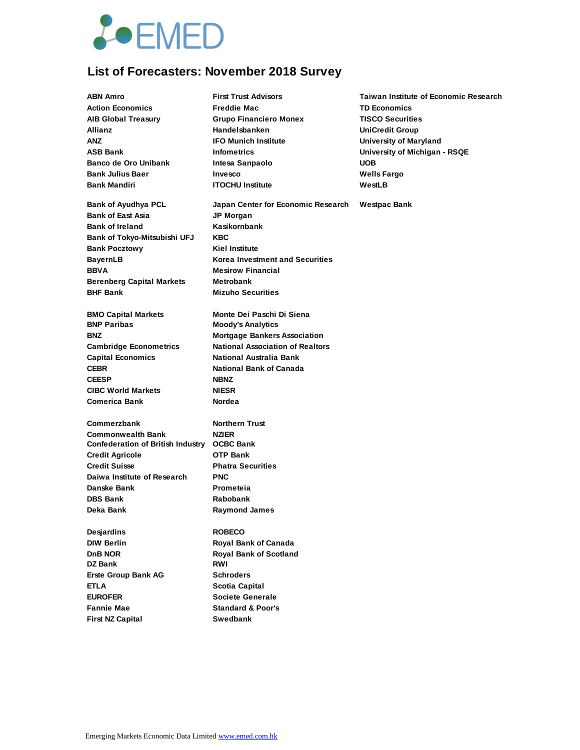EMED

# List of Forecasters: November 2018 Survey

ABN Amro
Action Economics
AIB Global Treasury
Allianz
ANZ
ASB Bank
Banco de Oro Unibank
Bank Julius Baer
Bank Mandiri

Bank of Ayudhya PCL
Bank of East Asia
Bank of Ireland
Bank of Tokyo-Mitsubishi UFJ
Bank Pocztowy
BayernLB
BBVA
Berenberg Capital Markets
BHF Bank

BMO Capital Markets
BNP Paribas
BNZ
Cambridge Econometrics
Capital Economics
CEBR
CEESP
CIBC World Markets
Comerica Bank

Commerzbank
Commonwealth Bank
Confederation of British Industry
Credit Agricole
Credit Suisse
Daiwa Institute of Research
Danske Bank
DBS Bank
Deka Bank

Desjardins
DIW Berlin
DnB NOR
DZ Bank
Erste Group Bank AG
ETLA
EUROFER
Fannie Mae
First NZ Capital

First Trust Advisors
Freddie Mac
Grupo Financiero Monex
Handelsbanken
IFO Munich Institute
Infometrics
Intesa Sanpaolo
Invesco
ITOCHU Institute

Japan Center for Economic Research
JP Morgan
Kasikornbank
KBC
Kiel Institute
Korea Investment and Securities
Mesirow Financial
Metrobank
Mizuho Securities

Monte Dei Paschi Di Siena
Moody's Analytics
Mortgage Bankers Association
National Association of Realtors
National Australia Bank
National Bank of Canada
NBNZ
NIESR
Nordea

Northern Trust
NZIER
OCBC Bank
OTP Bank
Phatra Securities
PNC
Prometeia
Rabobank
Raymond James

ROBECO
Royal Bank of Canada
Royal Bank of Scotland
RWI
Schroders
Scotia Capital
Societe Generale
Standard & Poor's
Swedbank

Taiwan Institute of Economic Research
TD Economics
TISCO Securities
UniCredit Group
University of Maryland
University of Michigan - RSQE
UOB
Wells Fargo
WestLB

Westpac Bank

Emerging Markets Economic Data Limited www.emed.com.hk